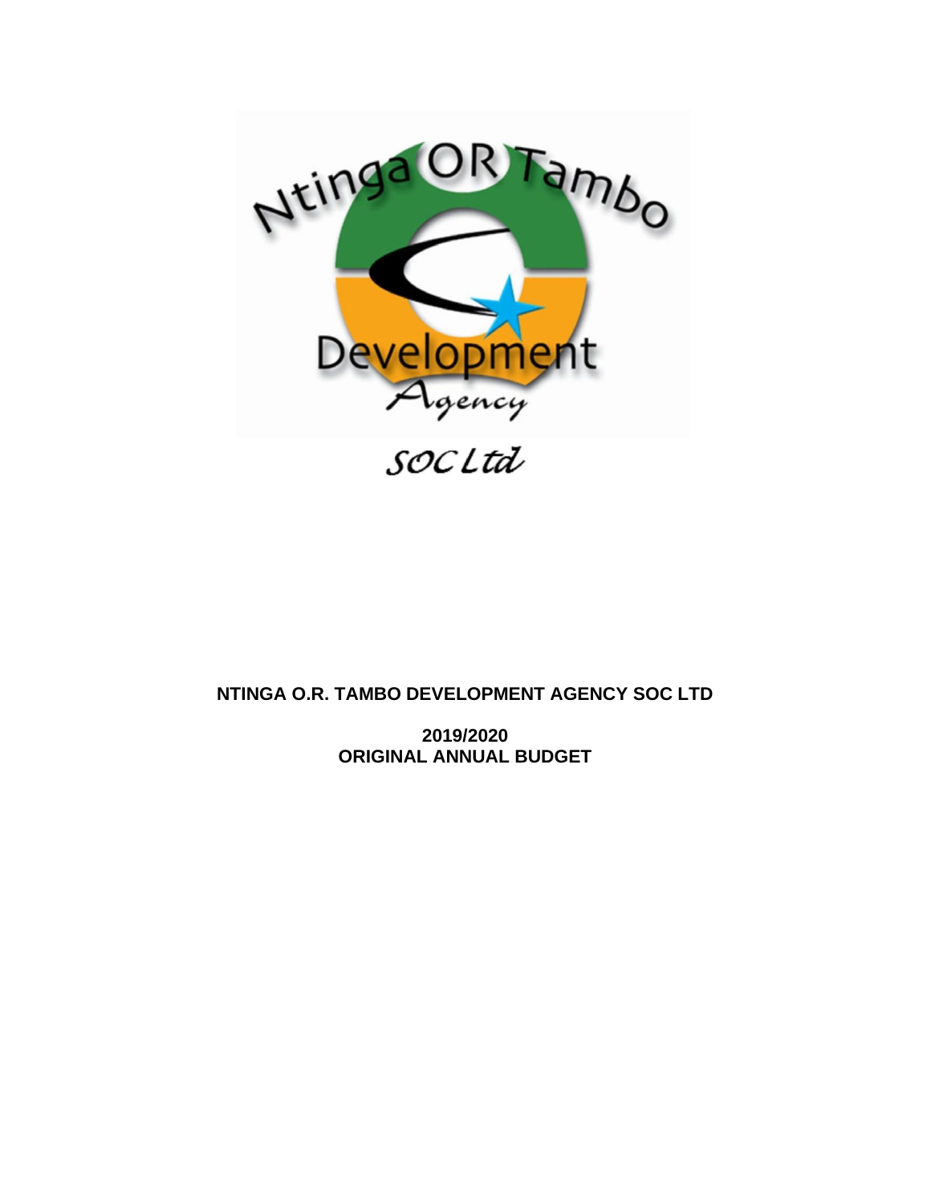**NTINGA O.R. TAMBO DEVELOPMENT AGENCY SOC LTD**

**2019/2020**
**ORIGINAL ANNUAL BUDGET**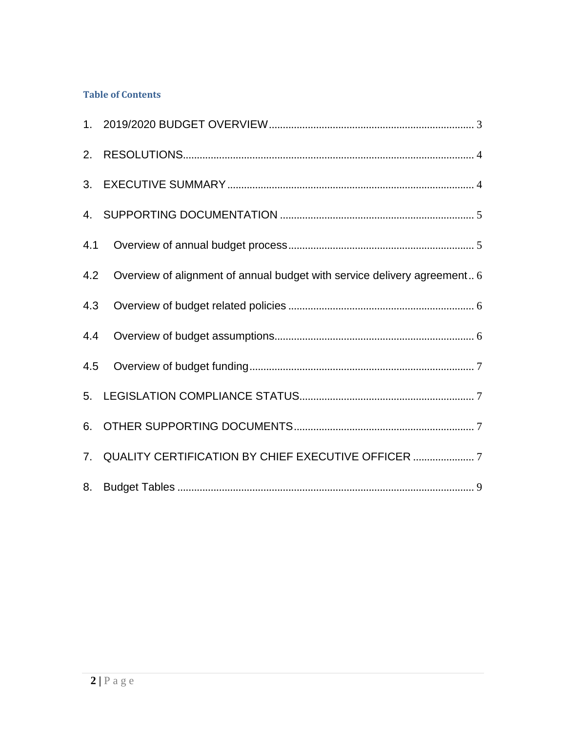## Table of Contents

1. 2019/2020 BUDGET OVERVIEW ........................................................................ 3
2. RESOLUTIONS ........................................................................................................ 4
3. EXECUTIVE SUMMARY ........................................................................................ 4
4. SUPPORTING DOCUMENTATION ...................................................................... 5

4.1 Overview of annual budget process ................................................................... 5

4.2 Overview of alignment of annual budget with service delivery agreement .. 6

4.3 Overview of budget related policies .................................................................. 6

4.4 Overview of budget assumptions ....................................................................... 6

4.5 Overview of budget funding ................................................................................ 7

5. LEGISLATION COMPLIANCE STATUS ............................................................... 7
6. OTHER SUPPORTING DOCUMENTS ................................................................. 7
7. QUALITY CERTIFICATION BY CHIEF EXECUTIVE OFFICER ...................... 7
8. Budget Tables ......................................................................................................... 9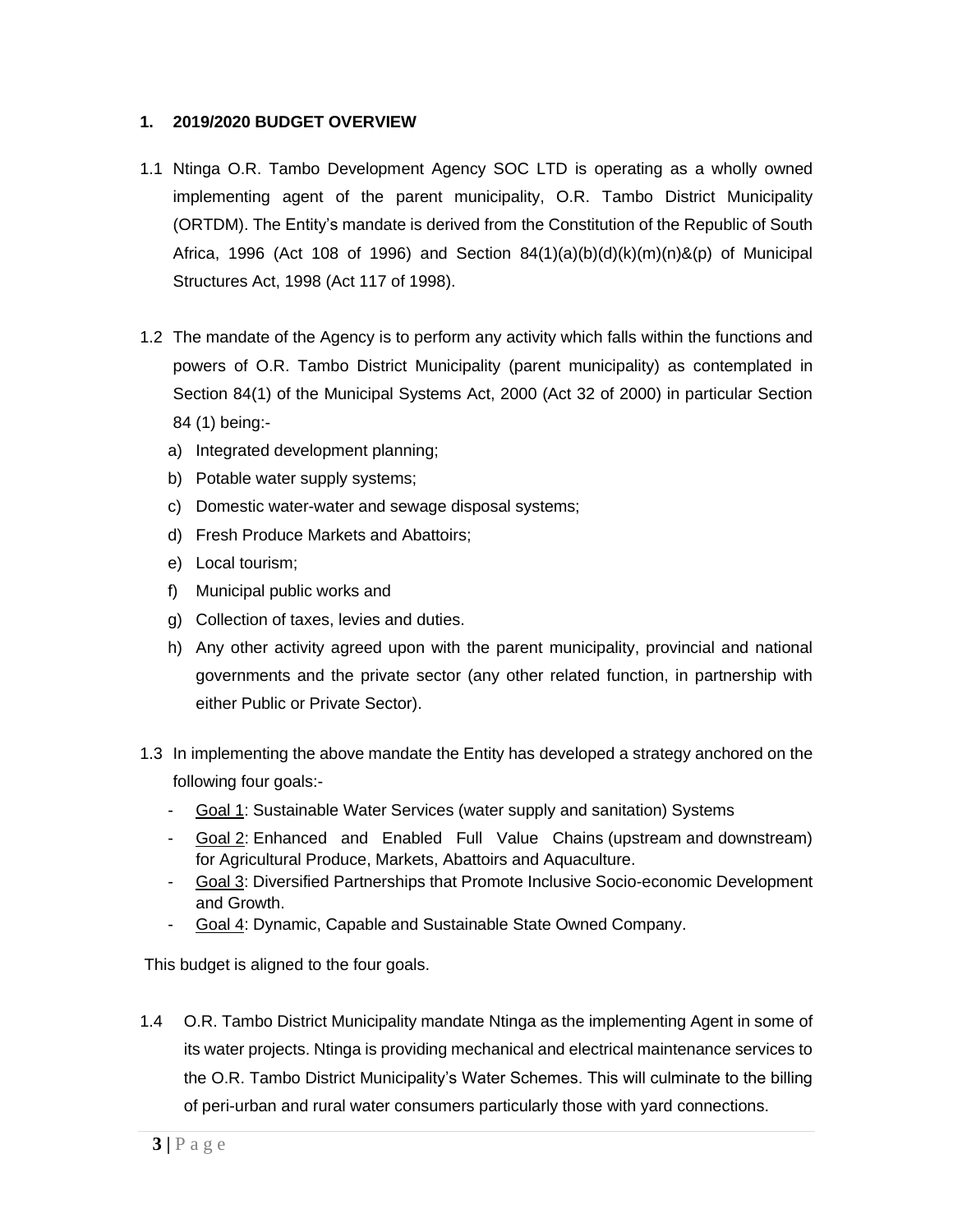## 1. 2019/2020 BUDGET OVERVIEW

1.1 Ntinga O.R. Tambo Development Agency SOC LTD is operating as a wholly owned implementing agent of the parent municipality, O.R. Tambo District Municipality (ORTDM). The Entity's mandate is derived from the Constitution of the Republic of South Africa, 1996 (Act 108 of 1996) and Section 84(1)(a)(b)(d)(k)(m)(n)&(p) of Municipal Structures Act, 1998 (Act 117 of 1998).

1.2 The mandate of the Agency is to perform any activity which falls within the functions and powers of O.R. Tambo District Municipality (parent municipality) as contemplated in Section 84(1) of the Municipal Systems Act, 2000 (Act 32 of 2000) in particular Section 84 (1) being:-

a) Integrated development planning;
b) Potable water supply systems;
c) Domestic water-water and sewage disposal systems;
d) Fresh Produce Markets and Abattoirs;
e) Local tourism;
f) Municipal public works and
g) Collection of taxes, levies and duties.
h) Any other activity agreed upon with the parent municipality, provincial and national governments and the private sector (any other related function, in partnership with either Public or Private Sector).

1.3 In implementing the above mandate the Entity has developed a strategy anchored on the following four goals:-

- Goal 1: Sustainable Water Services (water supply and sanitation) Systems
- Goal 2: Enhanced and Enabled Full Value Chains (upstream and downstream) for Agricultural Produce, Markets, Abattoirs and Aquaculture.
- Goal 3: Diversified Partnerships that Promote Inclusive Socio-economic Development and Growth.
- Goal 4: Dynamic, Capable and Sustainable State Owned Company.

This budget is aligned to the four goals.

1.4 O.R. Tambo District Municipality mandate Ntinga as the implementing Agent in some of its water projects. Ntinga is providing mechanical and electrical maintenance services to the O.R. Tambo District Municipality's Water Schemes. This will culminate to the billing of peri-urban and rural water consumers particularly those with yard connections.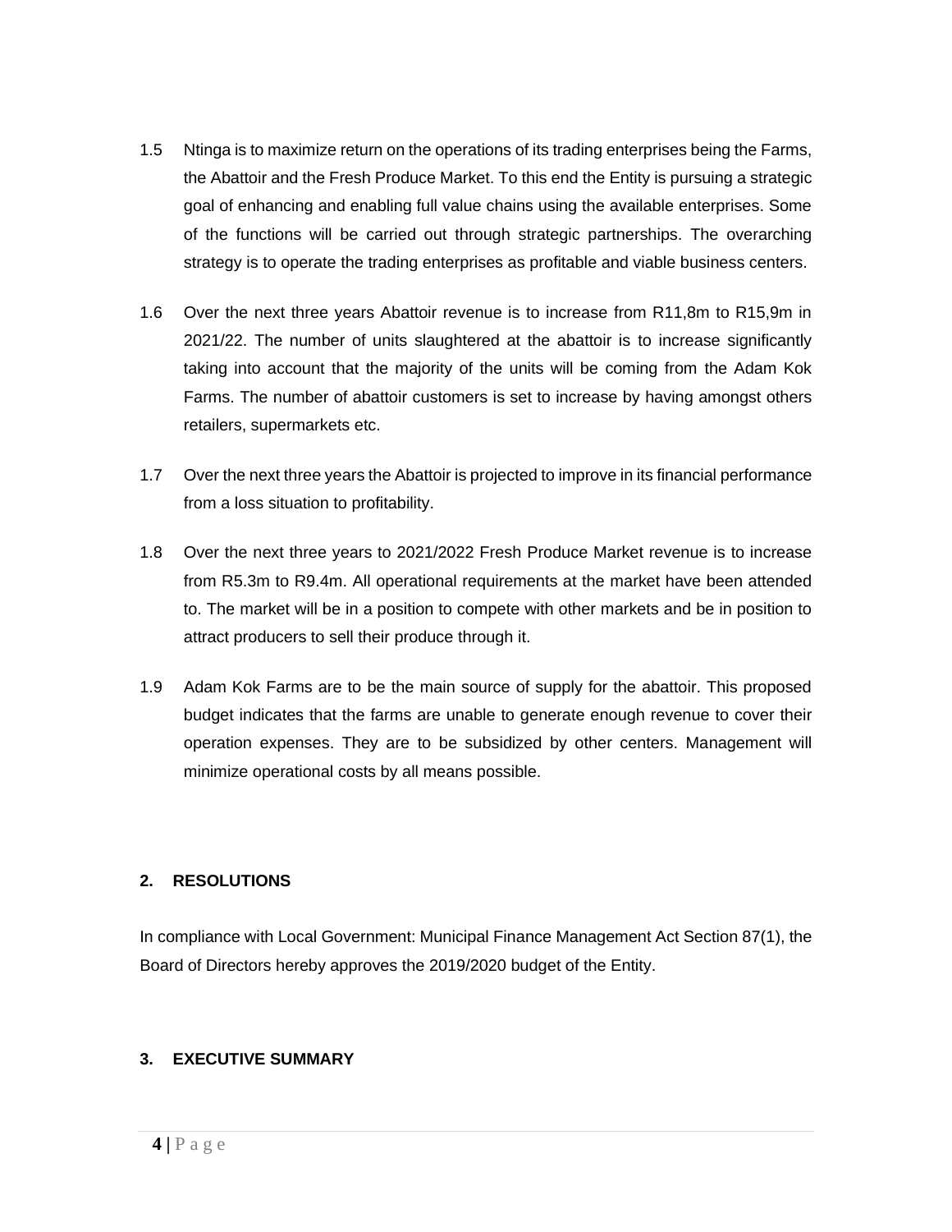1.5 Ntinga is to maximize return on the operations of its trading enterprises being the Farms, the Abattoir and the Fresh Produce Market. To this end the Entity is pursuing a strategic goal of enhancing and enabling full value chains using the available enterprises. Some of the functions will be carried out through strategic partnerships. The overarching strategy is to operate the trading enterprises as profitable and viable business centers.

1.6 Over the next three years Abattoir revenue is to increase from R11,8m to R15,9m in 2021/22. The number of units slaughtered at the abattoir is to increase significantly taking into account that the majority of the units will be coming from the Adam Kok Farms. The number of abattoir customers is set to increase by having amongst others retailers, supermarkets etc.

1.7 Over the next three years the Abattoir is projected to improve in its financial performance from a loss situation to profitability.

1.8 Over the next three years to 2021/2022 Fresh Produce Market revenue is to increase from R5.3m to R9.4m. All operational requirements at the market have been attended to. The market will be in a position to compete with other markets and be in position to attract producers to sell their produce through it.

1.9 Adam Kok Farms are to be the main source of supply for the abattoir. This proposed budget indicates that the farms are unable to generate enough revenue to cover their operation expenses. They are to be subsidized by other centers. Management will minimize operational costs by all means possible.

## 2. RESOLUTIONS

In compliance with Local Government: Municipal Finance Management Act Section 87(1), the Board of Directors hereby approves the 2019/2020 budget of the Entity.

## 3. EXECUTIVE SUMMARY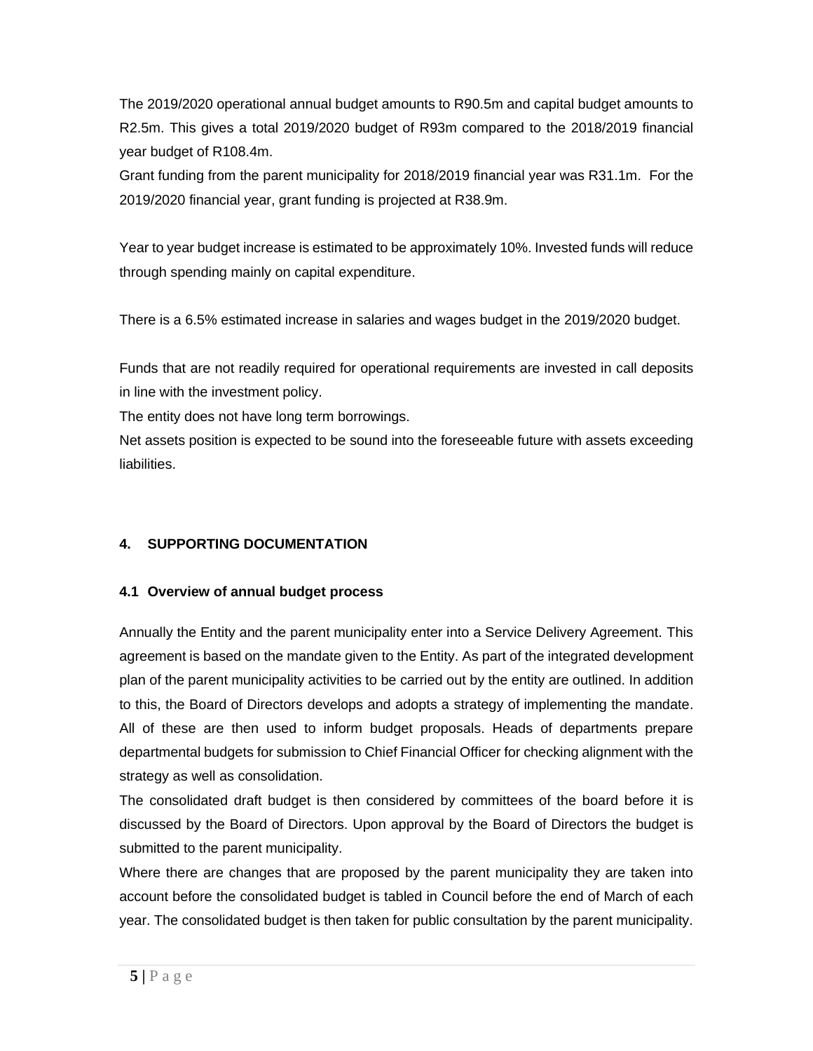The 2019/2020 operational annual budget amounts to R90.5m and capital budget amounts to R2.5m. This gives a total 2019/2020 budget of R93m compared to the 2018/2019 financial year budget of R108.4m.

Grant funding from the parent municipality for 2018/2019 financial year was R31.1m. For the 2019/2020 financial year, grant funding is projected at R38.9m.

Year to year budget increase is estimated to be approximately 10%. Invested funds will reduce through spending mainly on capital expenditure.

There is a 6.5% estimated increase in salaries and wages budget in the 2019/2020 budget.

Funds that are not readily required for operational requirements are invested in call deposits in line with the investment policy.

The entity does not have long term borrowings.

Net assets position is expected to be sound into the foreseeable future with assets exceeding liabilities.

## 4. SUPPORTING DOCUMENTATION

### 4.1 Overview of annual budget process

Annually the Entity and the parent municipality enter into a Service Delivery Agreement. This agreement is based on the mandate given to the Entity. As part of the integrated development plan of the parent municipality activities to be carried out by the entity are outlined. In addition to this, the Board of Directors develops and adopts a strategy of implementing the mandate. All of these are then used to inform budget proposals. Heads of departments prepare departmental budgets for submission to Chief Financial Officer for checking alignment with the strategy as well as consolidation.

The consolidated draft budget is then considered by committees of the board before it is discussed by the Board of Directors. Upon approval by the Board of Directors the budget is submitted to the parent municipality.

Where there are changes that are proposed by the parent municipality they are taken into account before the consolidated budget is tabled in Council before the end of March of each year. The consolidated budget is then taken for public consultation by the parent municipality.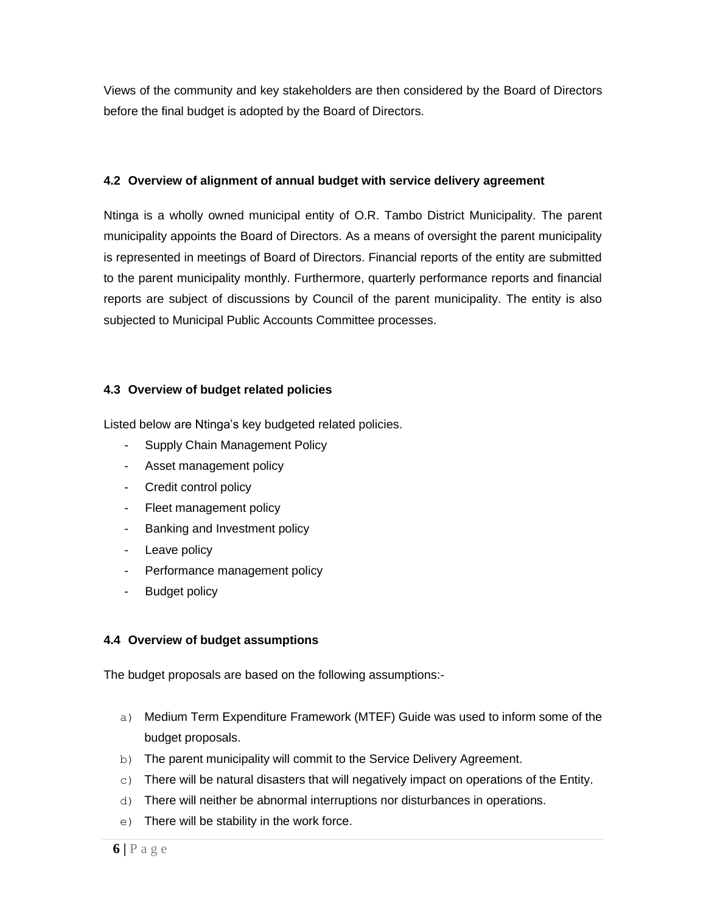Views of the community and key stakeholders are then considered by the Board of Directors before the final budget is adopted by the Board of Directors.

### 4.2 Overview of alignment of annual budget with service delivery agreement

Ntinga is a wholly owned municipal entity of O.R. Tambo District Municipality. The parent municipality appoints the Board of Directors. As a means of oversight the parent municipality is represented in meetings of Board of Directors. Financial reports of the entity are submitted to the parent municipality monthly. Furthermore, quarterly performance reports and financial reports are subject of discussions by Council of the parent municipality. The entity is also subjected to Municipal Public Accounts Committee processes.

### 4.3 Overview of budget related policies

Listed below are Ntinga's key budgeted related policies.

- Supply Chain Management Policy
- Asset management policy
- Credit control policy
- Fleet management policy
- Banking and Investment policy
- Leave policy
- Performance management policy
- Budget policy

### 4.4 Overview of budget assumptions

The budget proposals are based on the following assumptions:-

a) Medium Term Expenditure Framework (MTEF) Guide was used to inform some of the budget proposals.
b) The parent municipality will commit to the Service Delivery Agreement.
c) There will be natural disasters that will negatively impact on operations of the Entity.
d) There will neither be abnormal interruptions nor disturbances in operations.
e) There will be stability in the work force.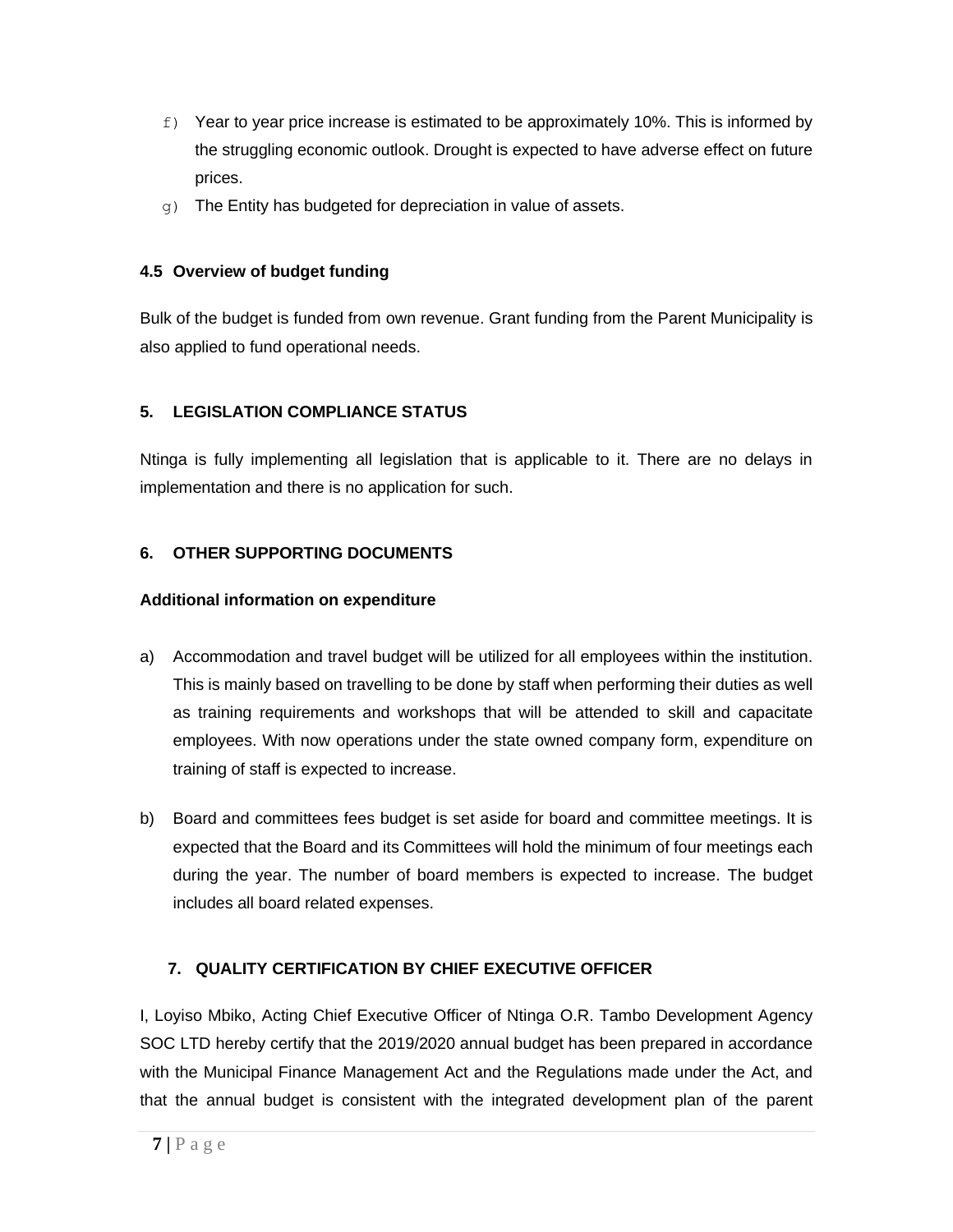f) Year to year price increase is estimated to be approximately 10%. This is informed by the struggling economic outlook. Drought is expected to have adverse effect on future prices.

g) The Entity has budgeted for depreciation in value of assets.

### 4.5 Overview of budget funding

Bulk of the budget is funded from own revenue. Grant funding from the Parent Municipality is also applied to fund operational needs.

## 5. LEGISLATION COMPLIANCE STATUS

Ntinga is fully implementing all legislation that is applicable to it. There are no delays in implementation and there is no application for such.

## 6. OTHER SUPPORTING DOCUMENTS

**Additional information on expenditure**

a) Accommodation and travel budget will be utilized for all employees within the institution. This is mainly based on travelling to be done by staff when performing their duties as well as training requirements and workshops that will be attended to skill and capacitate employees. With now operations under the state owned company form, expenditure on training of staff is expected to increase.

b) Board and committees fees budget is set aside for board and committee meetings. It is expected that the Board and its Committees will hold the minimum of four meetings each during the year. The number of board members is expected to increase. The budget includes all board related expenses.

## 7. QUALITY CERTIFICATION BY CHIEF EXECUTIVE OFFICER

I, Loyiso Mbiko, Acting Chief Executive Officer of Ntinga O.R. Tambo Development Agency SOC LTD hereby certify that the 2019/2020 annual budget has been prepared in accordance with the Municipal Finance Management Act and the Regulations made under the Act, and that the annual budget is consistent with the integrated development plan of the parent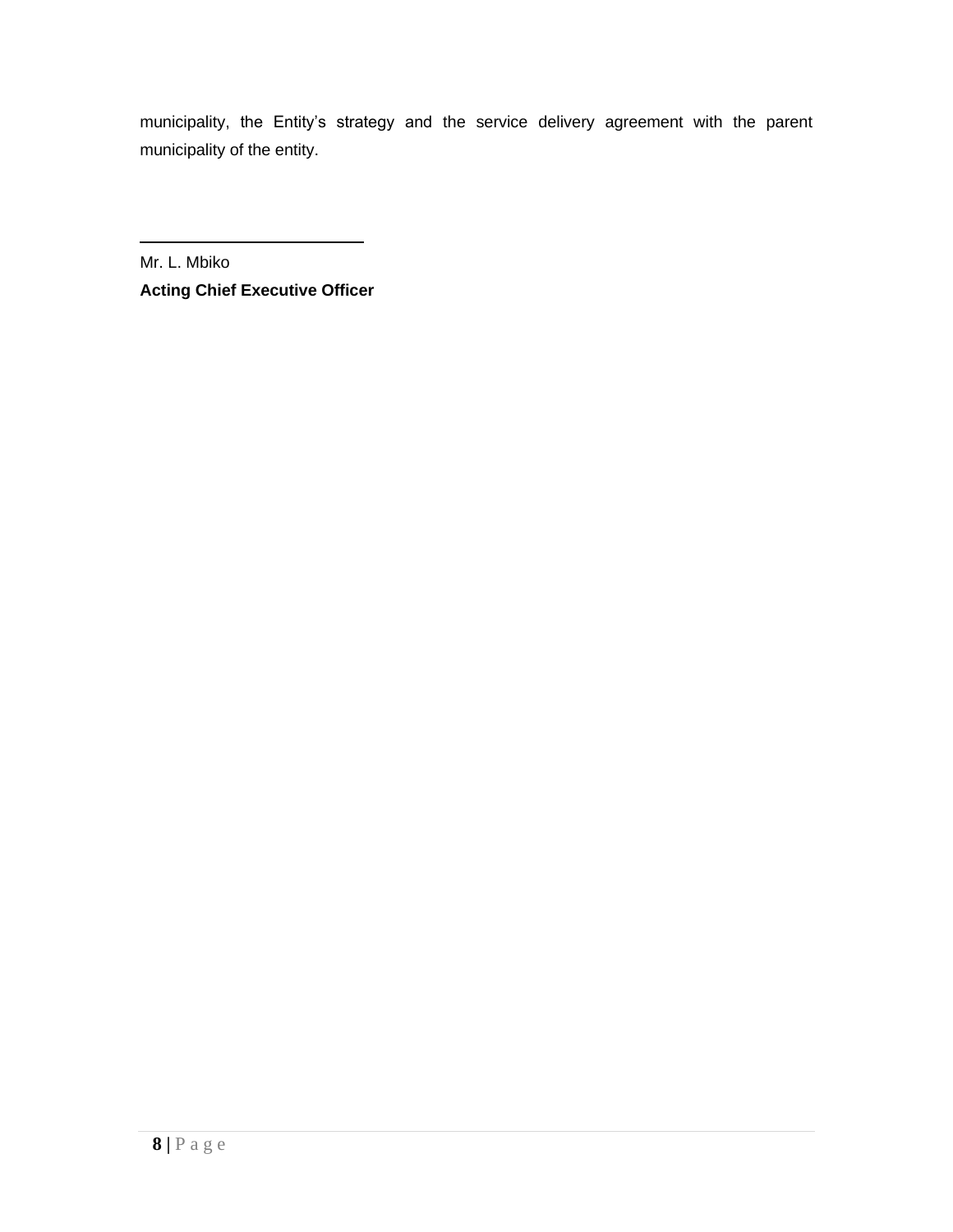municipality, the Entity's strategy and the service delivery agreement with the parent municipality of the entity.

\_\_\_\_\_\_\_\_\_\_\_\_\_\_\_\_\_\_\_\_\_\_\_\_\_\_

Mr. L. Mbiko

**Acting Chief Executive Officer**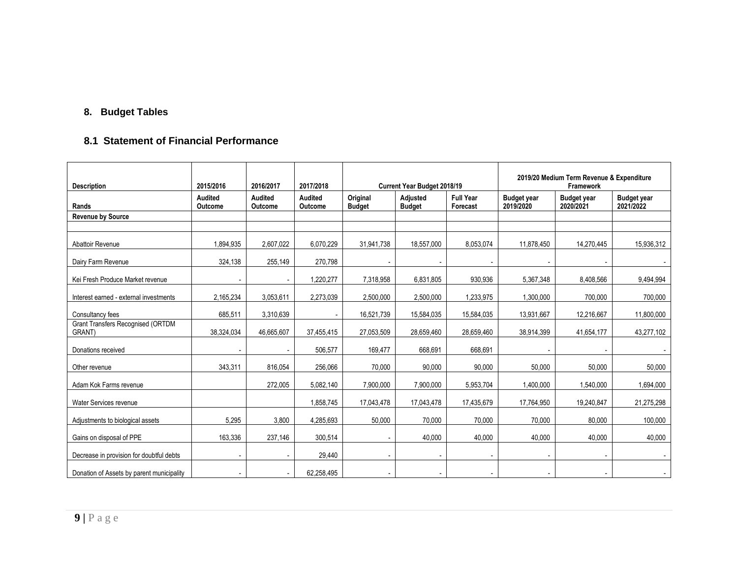## 8. Budget Tables

### 8.1 Statement of Financial Performance

| Description | 2015/2016 | 2016/2017 | 2017/2018 | Current Year Budget 2018/19 | | | 2019/20 Medium Term Revenue & Expenditure Framework | | |
|---|---|---|---|---|---|---|---|---|---|
| Rands | Audited Outcome | Audited Outcome | Audited Outcome | Original Budget | Adjusted Budget | Full Year Forecast | Budget year 2019/2020 | Budget year 2020/2021 | Budget year 2021/2022 |
| **Revenue by Source** | | | | | | | | | |
| | | | | | | | | | |
| Abattoir Revenue | 1,894,935 | 2,607,022 | 6,070,229 | 31,941,738 | 18,557,000 | 8,053,074 | 11,878,450 | 14,270,445 | 15,936,312 |
| Dairy Farm Revenue | 324,138 | 255,149 | 270,798 | - | - | - | - | - | - |
| Kei Fresh Produce Market revenue | - | - | 1,220,277 | 7,318,958 | 6,831,805 | 930,936 | 5,367,348 | 8,408,566 | 9,494,994 |
| Interest earned - external investments | 2,165,234 | 3,053,611 | 2,273,039 | 2,500,000 | 2,500,000 | 1,233,975 | 1,300,000 | 700,000 | 700,000 |
| Consultancy fees | 685,511 | 3,310,639 | - | 16,521,739 | 15,584,035 | 15,584,035 | 13,931,667 | 12,216,667 | 11,800,000 |
| Grant Transfers Recognised (ORTDM GRANT) | 38,324,034 | 46,665,607 | 37,455,415 | 27,053,509 | 28,659,460 | 28,659,460 | 38,914,399 | 41,654,177 | 43,277,102 |
| Donations received | - | - | 506,577 | 169,477 | 668,691 | 668,691 | - | - | - |
| Other revenue | 343,311 | 816,054 | 256,066 | 70,000 | 90,000 | 90,000 | 50,000 | 50,000 | 50,000 |
| Adam Kok Farms revenue | | 272,005 | 5,082,140 | 7,900,000 | 7,900,000 | 5,953,704 | 1,400,000 | 1,540,000 | 1,694,000 |
| Water Services revenue | | | 1,858,745 | 17,043,478 | 17,043,478 | 17,435,679 | 17,764,950 | 19,240,847 | 21,275,298 |
| Adjustments to biological assets | 5,295 | 3,800 | 4,285,693 | 50,000 | 70,000 | 70,000 | 70,000 | 80,000 | 100,000 |
| Gains on disposal of PPE | 163,336 | 237,146 | 300,514 | - | 40,000 | 40,000 | 40,000 | 40,000 | 40,000 |
| Decrease in provision for doubtful debts | - | - | 29,440 | - | - | - | - | - | - |
| Donation of Assets by parent municipality | - | - | 62,258,495 | - | - | - | - | - | - |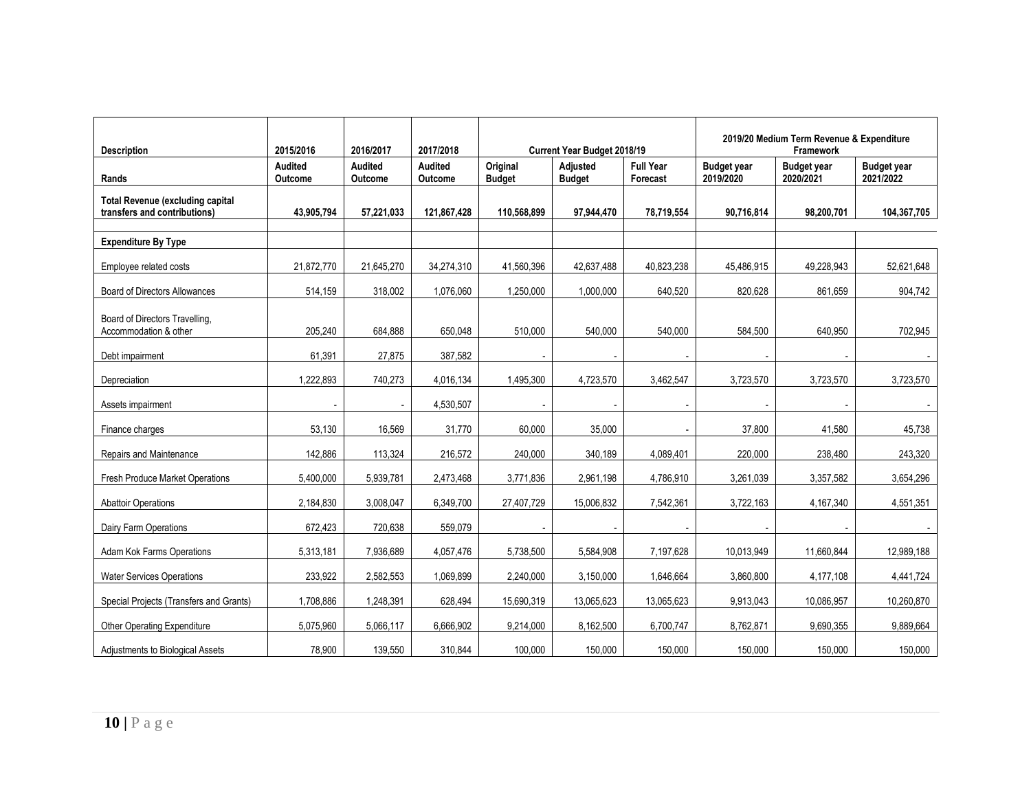| Description | 2015/2016 | 2016/2017 | 2017/2018 | Current Year Budget 2018/19 | | | 2019/20 Medium Term Revenue & Expenditure Framework | | |
|---|---|---|---|---|---|---|---|---|---|
| Rands | Audited Outcome | Audited Outcome | Audited Outcome | Original Budget | Adjusted Budget | Full Year Forecast | Budget year 2019/2020 | Budget year 2020/2021 | Budget year 2021/2022 |
| **Total Revenue (excluding capital transfers and contributions)** | **43,905,794** | **57,221,033** | **121,867,428** | **110,568,899** | **97,944,470** | **78,719,554** | **90,716,814** | **98,200,701** | **104,367,705** |
| **Expenditure By Type** | | | | | | | | | |
| Employee related costs | 21,872,770 | 21,645,270 | 34,274,310 | 41,560,396 | 42,637,488 | 40,823,238 | 45,486,915 | 49,228,943 | 52,621,648 |
| Board of Directors Allowances | 514,159 | 318,002 | 1,076,060 | 1,250,000 | 1,000,000 | 640,520 | 820,628 | 861,659 | 904,742 |
| Board of Directors Travelling, Accommodation & other | 205,240 | 684,888 | 650,048 | 510,000 | 540,000 | 540,000 | 584,500 | 640,950 | 702,945 |
| Debt impairment | 61,391 | 27,875 | 387,582 | - | - | - | - | - | - |
| Depreciation | 1,222,893 | 740,273 | 4,016,134 | 1,495,300 | 4,723,570 | 3,462,547 | 3,723,570 | 3,723,570 | 3,723,570 |
| Assets impairment | - | - | 4,530,507 | - | - | - | - | - | - |
| Finance charges | 53,130 | 16,569 | 31,770 | 60,000 | 35,000 | - | 37,800 | 41,580 | 45,738 |
| Repairs and Maintenance | 142,886 | 113,324 | 216,572 | 240,000 | 340,189 | 4,089,401 | 220,000 | 238,480 | 243,320 |
| Fresh Produce Market Operations | 5,400,000 | 5,939,781 | 2,473,468 | 3,771,836 | 2,961,198 | 4,786,910 | 3,261,039 | 3,357,582 | 3,654,296 |
| Abattoir Operations | 2,184,830 | 3,008,047 | 6,349,700 | 27,407,729 | 15,006,832 | 7,542,361 | 3,722,163 | 4,167,340 | 4,551,351 |
| Dairy Farm Operations | 672,423 | 720,638 | 559,079 | - | - | - | - | - | - |
| Adam Kok Farms Operations | 5,313,181 | 7,936,689 | 4,057,476 | 5,738,500 | 5,584,908 | 7,197,628 | 10,013,949 | 11,660,844 | 12,989,188 |
| Water Services Operations | 233,922 | 2,582,553 | 1,069,899 | 2,240,000 | 3,150,000 | 1,646,664 | 3,860,800 | 4,177,108 | 4,441,724 |
| Special Projects (Transfers and Grants) | 1,708,886 | 1,248,391 | 628,494 | 15,690,319 | 13,065,623 | 13,065,623 | 9,913,043 | 10,086,957 | 10,260,870 |
| Other Operating Expenditure | 5,075,960 | 5,066,117 | 6,666,902 | 9,214,000 | 8,162,500 | 6,700,747 | 8,762,871 | 9,690,355 | 9,889,664 |
| Adjustments to Biological Assets | 78,900 | 139,550 | 310,844 | 100,000 | 150,000 | 150,000 | 150,000 | 150,000 | 150,000 |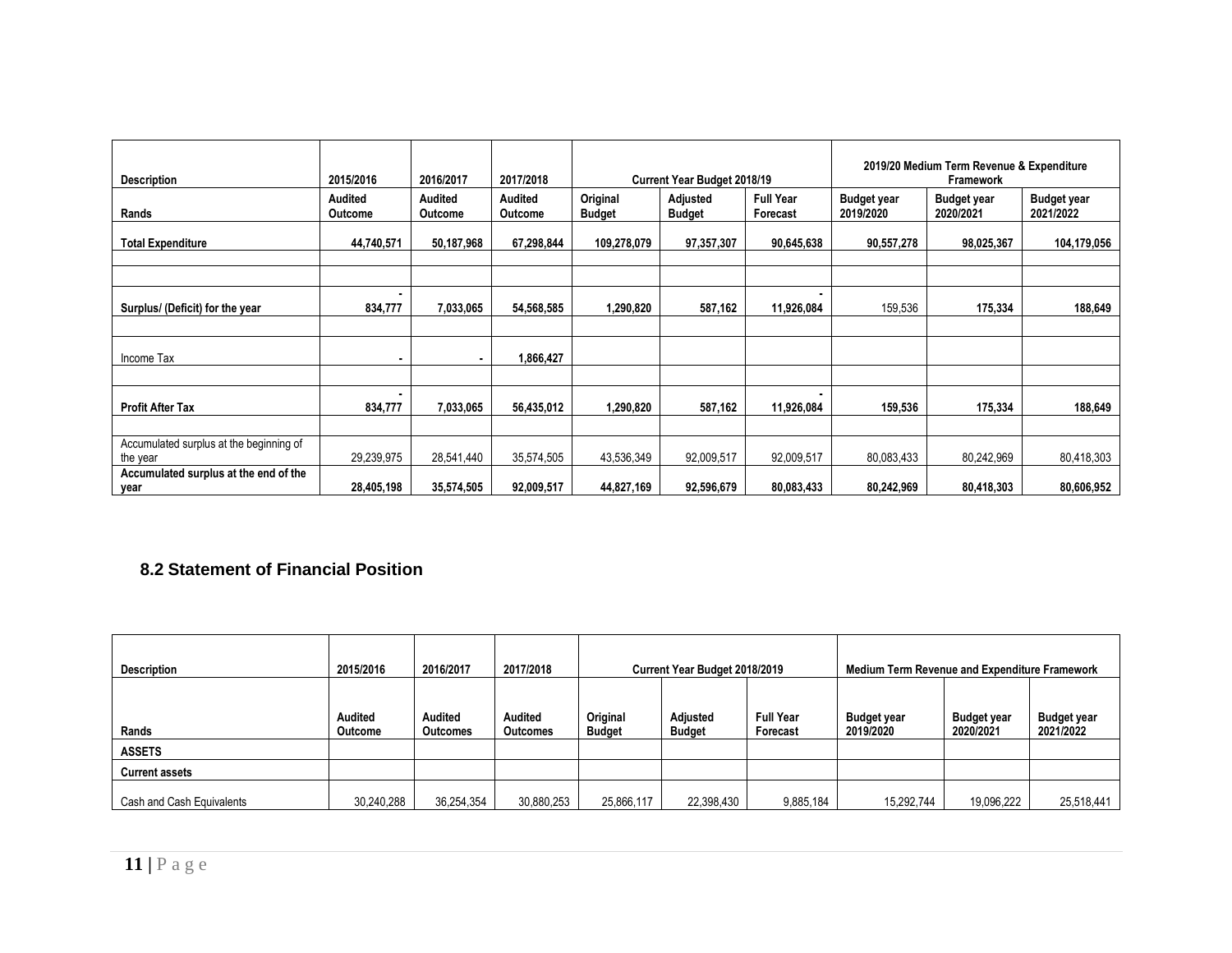| Description | 2015/2016 | 2016/2017 | 2017/2018 | Current Year Budget 2018/19 | | | 2019/20 Medium Term Revenue & Expenditure Framework | | |
|---|---|---|---|---|---|---|---|---|---|
| Rands | Audited Outcome | Audited Outcome | Audited Outcome | Original Budget | Adjusted Budget | Full Year Forecast | Budget year 2019/2020 | Budget year 2020/2021 | Budget year 2021/2022 |
| **Total Expenditure** | **44,740,571** | **50,187,968** | **67,298,844** | **109,278,079** | **97,357,307** | **90,645,638** | **90,557,278** | **98,025,367** | **104,179,056** |
| | | | | | | | | | |
| | | | | | | | | | |
| **Surplus/ (Deficit) for the year** | **- 834,777** | **7,033,065** | **54,568,585** | **1,290,820** | **587,162** | **- 11,926,084** | 159,536 | **175,334** | **188,649** |
| | | | | | | | | | |
| Income Tax | **-** | **-** | **1,866,427** | | | | | | |
| | | | | | | | | | |
| **Profit After Tax** | **- 834,777** | **7,033,065** | **56,435,012** | **1,290,820** | **587,162** | **- 11,926,084** | **159,536** | **175,334** | **188,649** |
| | | | | | | | | | |
| Accumulated surplus at the beginning of the year | 29,239,975 | 28,541,440 | 35,574,505 | 43,536,349 | 92,009,517 | 92,009,517 | 80,083,433 | 80,242,969 | 80,418,303 |
| **Accumulated surplus at the end of the year** | **28,405,198** | **35,574,505** | **92,009,517** | **44,827,169** | **92,596,679** | **80,083,433** | **80,242,969** | **80,418,303** | **80,606,952** |

## 8.2 Statement of Financial Position

| Description | 2015/2016 | 2016/2017 | 2017/2018 | Current Year Budget 2018/2019 | | | Medium Term Revenue and Expenditure Framework | | |
|---|---|---|---|---|---|---|---|---|---|
| Rands | Audited Outcome | Audited Outcomes | Audited Outcomes | Original Budget | Adjusted Budget | Full Year Forecast | Budget year 2019/2020 | Budget year 2020/2021 | Budget year 2021/2022 |
| **ASSETS** | | | | | | | | | |
| **Current assets** | | | | | | | | | |
| Cash and Cash Equivalents | 30,240,288 | 36,254,354 | 30,880,253 | 25,866,117 | 22,398,430 | 9,885,184 | 15,292,744 | 19,096,222 | 25,518,441 |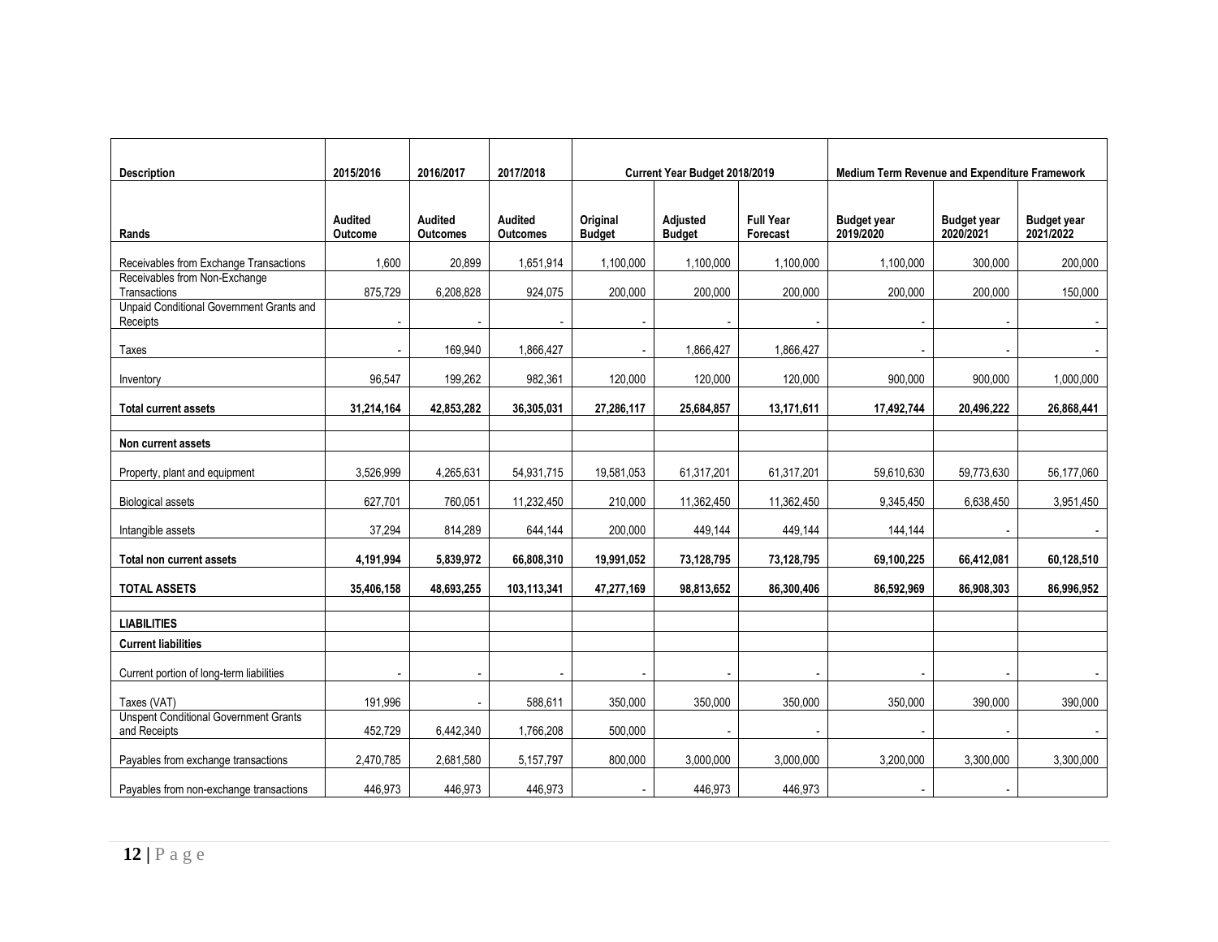| Description | 2015/2016 | 2016/2017 | 2017/2018 | Current Year Budget 2018/2019 | | | Medium Term Revenue and Expenditure Framework | | |
|---|---|---|---|---|---|---|---|---|---|
| Rands | Audited Outcome | Audited Outcomes | Audited Outcomes | Original Budget | Adjusted Budget | Full Year Forecast | Budget year 2019/2020 | Budget year 2020/2021 | Budget year 2021/2022 |
| Receivables from Exchange Transactions | 1,600 | 20,899 | 1,651,914 | 1,100,000 | 1,100,000 | 1,100,000 | 1,100,000 | 300,000 | 200,000 |
| Receivables from Non-Exchange Transactions | 875,729 | 6,208,828 | 924,075 | 200,000 | 200,000 | 200,000 | 200,000 | 200,000 | 150,000 |
| Unpaid Conditional Government Grants and Receipts | - | - | - | - | - | - | - | - | - |
| Taxes | - | 169,940 | 1,866,427 | - | 1,866,427 | 1,866,427 | - | - | - |
| Inventory | 96,547 | 199,262 | 982,361 | 120,000 | 120,000 | 120,000 | 900,000 | 900,000 | 1,000,000 |
| **Total current assets** | **31,214,164** | **42,853,282** | **36,305,031** | **27,286,117** | **25,684,857** | **13,171,611** | **17,492,744** | **20,496,222** | **26,868,441** |
| | | | | | | | | | |
| **Non current assets** | | | | | | | | | |
| Property, plant and equipment | 3,526,999 | 4,265,631 | 54,931,715 | 19,581,053 | 61,317,201 | 61,317,201 | 59,610,630 | 59,773,630 | 56,177,060 |
| Biological assets | 627,701 | 760,051 | 11,232,450 | 210,000 | 11,362,450 | 11,362,450 | 9,345,450 | 6,638,450 | 3,951,450 |
| Intangible assets | 37,294 | 814,289 | 644,144 | 200,000 | 449,144 | 449,144 | 144,144 | - | - |
| **Total non current assets** | **4,191,994** | **5,839,972** | **66,808,310** | **19,991,052** | **73,128,795** | **73,128,795** | **69,100,225** | **66,412,081** | **60,128,510** |
| **TOTAL ASSETS** | **35,406,158** | **48,693,255** | **103,113,341** | **47,277,169** | **98,813,652** | **86,300,406** | **86,592,969** | **86,908,303** | **86,996,952** |
| | | | | | | | | | |
| **LIABILITIES** | | | | | | | | | |
| **Current liabilities** | | | | | | | | | |
| Current portion of long-term liabilities | - | - | - | - | - | - | - | - | - |
| Taxes (VAT) | 191,996 | - | 588,611 | 350,000 | 350,000 | 350,000 | 350,000 | 390,000 | 390,000 |
| Unspent Conditional Government Grants and Receipts | 452,729 | 6,442,340 | 1,766,208 | 500,000 | - | - | - | - | - |
| Payables from exchange transactions | 2,470,785 | 2,681,580 | 5,157,797 | 800,000 | 3,000,000 | 3,000,000 | 3,200,000 | 3,300,000 | 3,300,000 |
| Payables from non-exchange transactions | 446,973 | 446,973 | 446,973 | - | 446,973 | 446,973 | - | - | |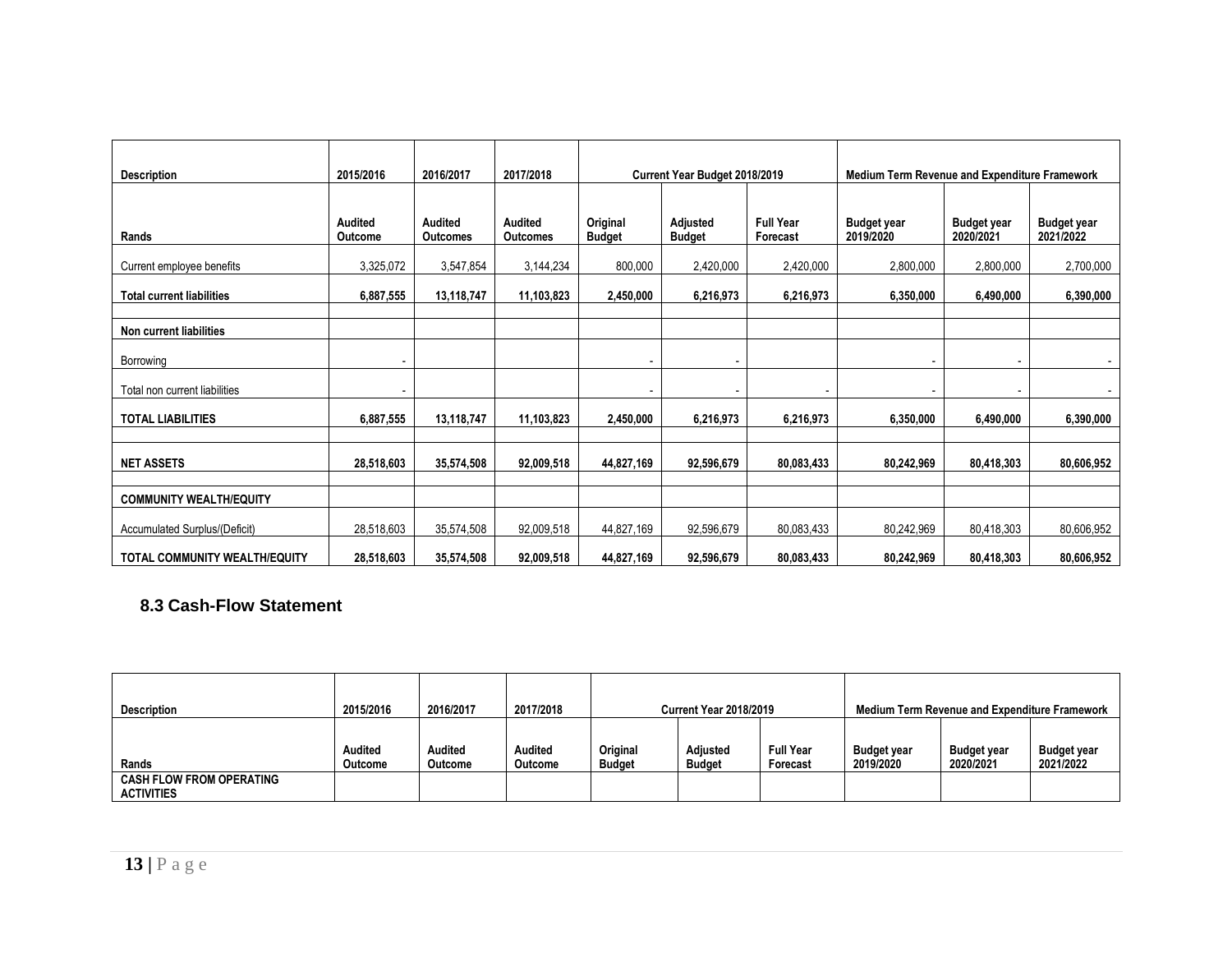| Description | 2015/2016 | 2016/2017 | 2017/2018 | Current Year Budget 2018/2019 | | | Medium Term Revenue and Expenditure Framework | | |
|---|---|---|---|---|---|---|---|---|---|
| Rands | Audited Outcome | Audited Outcomes | Audited Outcomes | Original Budget | Adjusted Budget | Full Year Forecast | Budget year 2019/2020 | Budget year 2020/2021 | Budget year 2021/2022 |
| Current employee benefits | 3,325,072 | 3,547,854 | 3,144,234 | 800,000 | 2,420,000 | 2,420,000 | 2,800,000 | 2,800,000 | 2,700,000 |
| **Total current liabilities** | **6,887,555** | **13,118,747** | **11,103,823** | **2,450,000** | **6,216,973** | **6,216,973** | **6,350,000** | **6,490,000** | **6,390,000** |
| | | | | | | | | | |
| **Non current liabilities** | | | | | | | | | |
| Borrowing | - | | | - | - | | - | - | - |
| Total non current liabilities | - | | | - | - | - | - | - | - |
| **TOTAL LIABILITIES** | **6,887,555** | **13,118,747** | **11,103,823** | **2,450,000** | **6,216,973** | **6,216,973** | **6,350,000** | **6,490,000** | **6,390,000** |
| | | | | | | | | | |
| **NET ASSETS** | **28,518,603** | **35,574,508** | **92,009,518** | **44,827,169** | **92,596,679** | **80,083,433** | **80,242,969** | **80,418,303** | **80,606,952** |
| | | | | | | | | | |
| **COMMUNITY WEALTH/EQUITY** | | | | | | | | | |
| Accumulated Surplus/(Deficit) | 28,518,603 | 35,574,508 | 92,009,518 | 44,827,169 | 92,596,679 | 80,083,433 | 80,242,969 | 80,418,303 | 80,606,952 |
| **TOTAL COMMUNITY WEALTH/EQUITY** | **28,518,603** | **35,574,508** | **92,009,518** | **44,827,169** | **92,596,679** | **80,083,433** | **80,242,969** | **80,418,303** | **80,606,952** |

## 8.3 Cash-Flow Statement

| Description | 2015/2016 | 2016/2017 | 2017/2018 | Current Year 2018/2019 | | | Medium Term Revenue and Expenditure Framework | | |
|---|---|---|---|---|---|---|---|---|---|
| Rands | Audited Outcome | Audited Outcome | Audited Outcome | Original Budget | Adjusted Budget | Full Year Forecast | Budget year 2019/2020 | Budget year 2020/2021 | Budget year 2021/2022 |
| **CASH FLOW FROM OPERATING ACTIVITIES** | | | | | | | | | |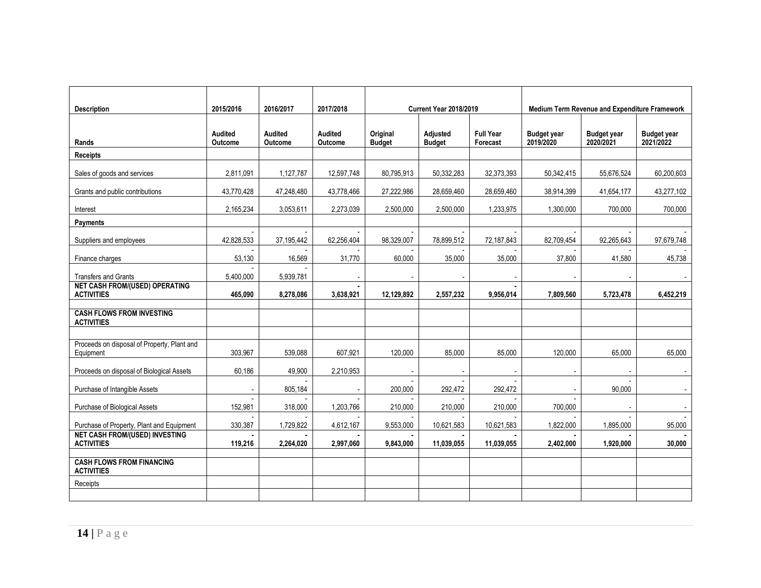| Description | 2015/2016 | 2016/2017 | 2017/2018 | Current Year 2018/2019 | | | Medium Term Revenue and Expenditure Framework | | |
|---|---|---|---|---|---|---|---|---|---|
| **Rands** | **Audited Outcome** | **Audited Outcome** | **Audited Outcome** | **Original Budget** | **Adjusted Budget** | **Full Year Forecast** | **Budget year 2019/2020** | **Budget year 2020/2021** | **Budget year 2021/2022** |
| **Receipts** | | | | | | | | | |
| Sales of goods and services | 2,811,091 | 1,127,787 | 12,597,748 | 80,795,913 | 50,332,283 | 32,373,393 | 50,342,415 | 55,676,524 | 60,200,603 |
| Grants and public contributions | 43,770,428 | 47,248,480 | 43,778,466 | 27,222,986 | 28,659,460 | 28,659,460 | 38,914,399 | 41,654,177 | 43,277,102 |
| Interest | 2,165,234 | 3,053,611 | 2,273,039 | 2,500,000 | 2,500,000 | 1,233,975 | 1,300,000 | 700,000 | 700,000 |
| **Payments** | | | | | | | | | |
| Suppliers and employees | - 42,828,533 | - 37,195,442 | - 62,256,404 | - 98,329,007 | - 78,899,512 | - 72,187,843 | - 82,709,454 | - 92,265,643 | - 97,679,748 |
| Finance charges | - 53,130 | - 16,569 | - 31,770 | - 60,000 | - 35,000 | - 35,000 | - 37,800 | - 41,580 | - 45,738 |
| Transfers and Grants | - 5,400,000 | - 5,939,781 | - | - | - | - | - | - | - |
| **NET CASH FROM/(USED) OPERATING ACTIVITIES** | **465,090** | **8,278,086** | **- 3,638,921** | **12,129,892** | **2,557,232** | **- 9,956,014** | **7,809,560** | **5,723,478** | **6,452,219** |
| | | | | | | | | | |
| **CASH FLOWS FROM INVESTING ACTIVITIES** | | | | | | | | | |
| | | | | | | | | | |
| Proceeds on disposal of Property, Plant and Equipment | 303,967 | 539,088 | 607,921 | 120,000 | 85,000 | 85,000 | 120,000 | 65,000 | 65,000 |
| Proceeds on disposal of Biological Assets | 60,186 | 49,900 | 2,210,953 | - | - | - | - | - | - |
| Purchase of Intangible Assets | - | - 805,184 | - | - 200,000 | - 292,472 | - 292,472 | - | - 90,000 | - |
| Purchase of Biological Assets | - 152,981 | - 318,000 | - 1,203,766 | - 210,000 | - 210,000 | - 210,000 | - 700,000 | - | - |
| Purchase of Property, Plant and Equipment | - 330,387 | - 1,729,822 | - 4,612,167 | - 9,553,000 | - 10,621,583 | - 10,621,583 | - 1,822,000 | - 1,895,000 | - 95,000 |
| **NET CASH FROM/(USED) INVESTING ACTIVITIES** | **- 119,216** | **- 2,264,020** | **- 2,997,060** | **- 9,843,000** | **- 11,039,055** | **- 11,039,055** | **- 2,402,000** | **- 1,920,000** | **- 30,000** |
| | | | | | | | | | |
| **CASH FLOWS FROM FINANCING ACTIVITIES** | | | | | | | | | |
| Receipts | | | | | | | | | |
| | | | | | | | | | |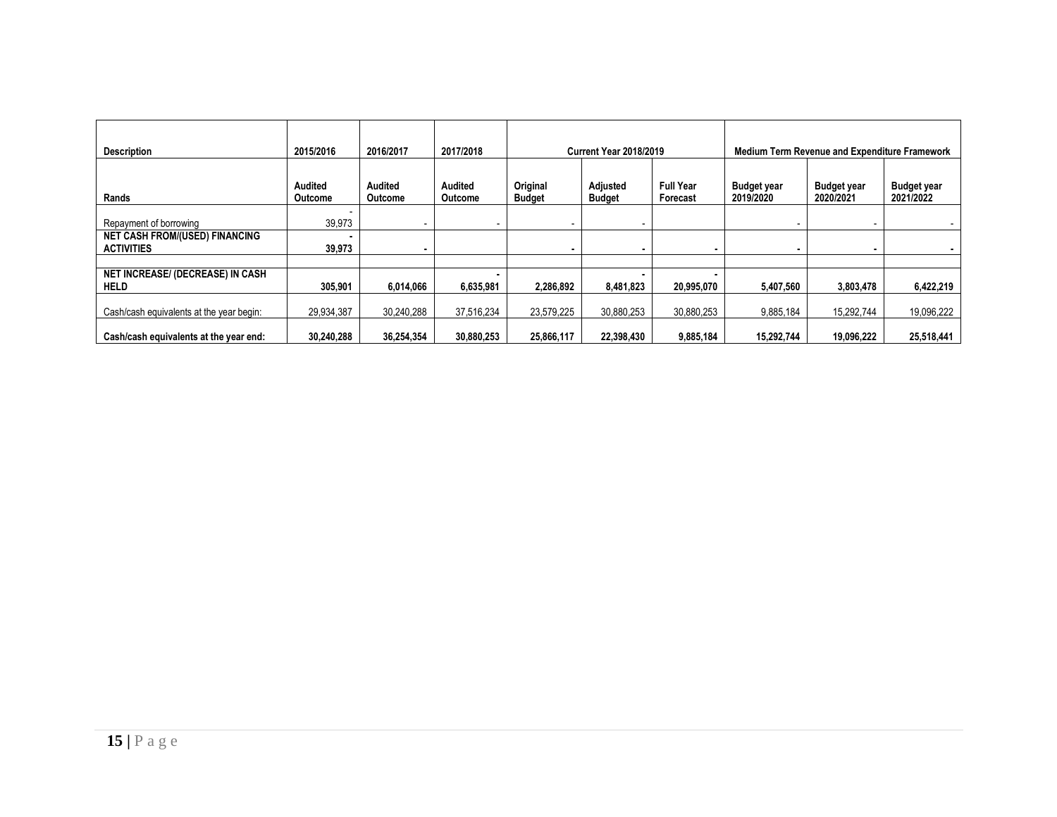| Description | 2015/2016 | 2016/2017 | 2017/2018 | Current Year 2018/2019 | | | Medium Term Revenue and Expenditure Framework | | |
|---|---|---|---|---|---|---|---|---|---|
| Rands | Audited Outcome | Audited Outcome | Audited Outcome | Original Budget | Adjusted Budget | Full Year Forecast | Budget year 2019/2020 | Budget year 2020/2021 | Budget year 2021/2022 |
| Repayment of borrowing | - 39,973 | - | - | - | - | | - | - | - |
| **NET CASH FROM/(USED) FINANCING ACTIVITIES** | **- 39,973** | **-** | | **-** | **-** | **-** | **-** | **-** | **-** |
| | | | | | | | | | |
| **NET INCREASE/ (DECREASE) IN CASH HELD** | **305,901** | **6,014,066** | **- 6,635,981** | **2,286,892** | **- 8,481,823** | **- 20,995,070** | **5,407,560** | **3,803,478** | **6,422,219** |
| Cash/cash equivalents at the year begin: | 29,934,387 | 30,240,288 | 37,516,234 | 23,579,225 | 30,880,253 | 30,880,253 | 9,885,184 | 15,292,744 | 19,096,222 |
| **Cash/cash equivalents at the year end:** | **30,240,288** | **36,254,354** | **30,880,253** | **25,866,117** | **22,398,430** | **9,885,184** | **15,292,744** | **19,096,222** | **25,518,441** |